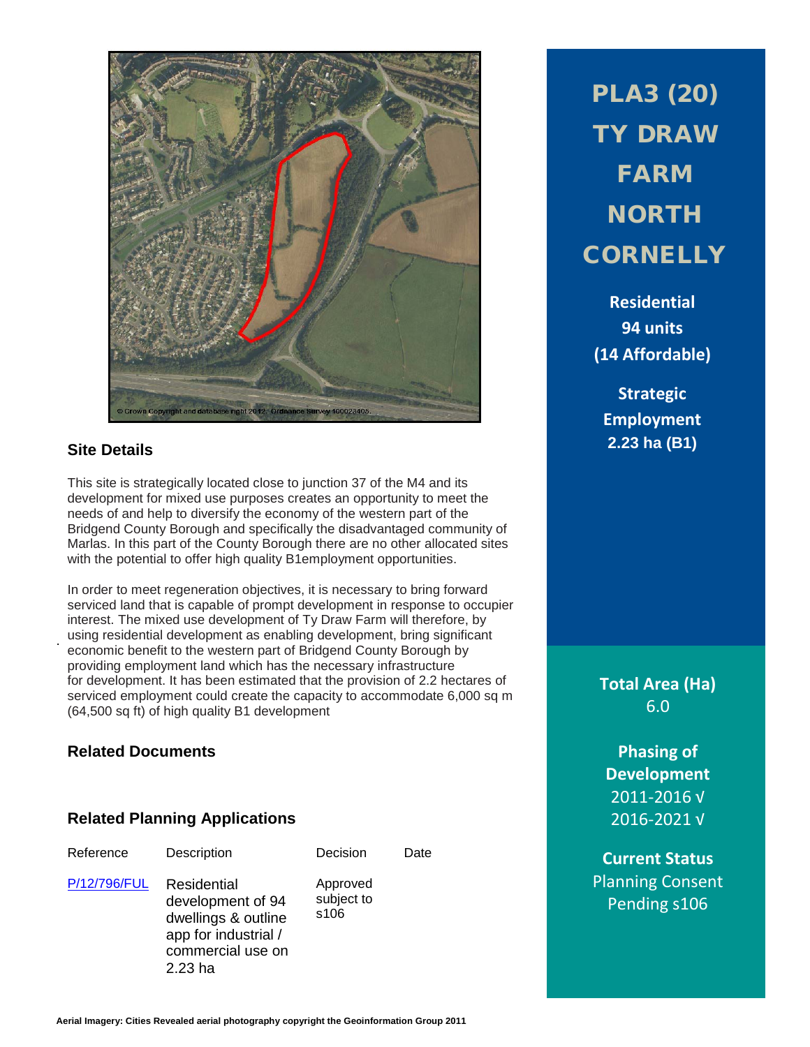# PLA3 (20) TY DRAW FARM NORTH CORNELLY

**Residential**
**94 units**
**(14 Affordable)**

**Strategic Employment**
**2.23 ha (B1)**

**Total Area (Ha)**
6.0

**Phasing of Development**
2011-2016 √
2016-2021 √

**Current Status**
Planning Consent Pending s106

## Site Details

This site is strategically located close to junction 37 of the M4 and its development for mixed use purposes creates an opportunity to meet the needs of and help to diversify the economy of the western part of the Bridgend County Borough and specifically the disadvantaged community of Marlas. In this part of the County Borough there are no other allocated sites with the potential to offer high quality B1employment opportunities.

In order to meet regeneration objectives, it is necessary to bring forward serviced land that is capable of prompt development in response to occupier interest. The mixed use development of Ty Draw Farm will therefore, by using residential development as enabling development, bring significant economic benefit to the western part of Bridgend County Borough by providing employment land which has the necessary infrastructure for development. It has been estimated that the provision of 2.2 hectares of serviced employment could create the capacity to accommodate 6,000 sq m (64,500 sq ft) of high quality B1 development

## Related Documents

## Related Planning Applications

| Reference | Description | Decision | Date |
| --- | --- | --- | --- |
| P/12/796/FUL | Residential development of 94 dwellings & outline app for industrial / commercial use on 2.23 ha | Approved subject to s106 | |

Aerial Imagery: Cities Revealed aerial photography copyright the Geoinformation Group 2011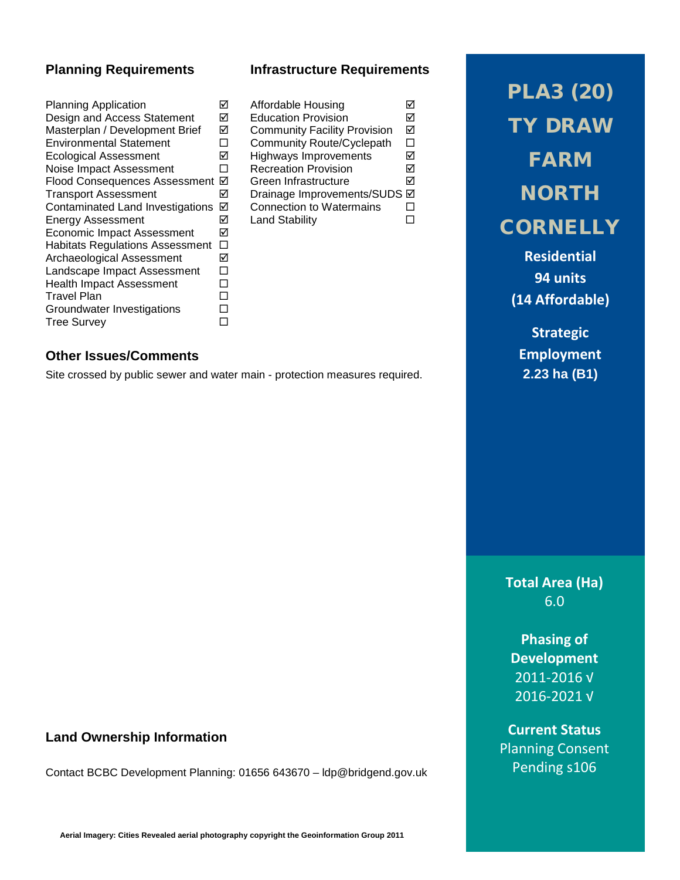## Planning Requirements

| | |
|---|---|
| Planning Application | ☑ |
| Design and Access Statement | ☑ |
| Masterplan / Development Brief | ☑ |
| Environmental Statement | ☐ |
| Ecological Assessment | ☑ |
| Noise Impact Assessment | ☐ |
| Flood Consequences Assessment | ☑ |
| Transport Assessment | ☑ |
| Contaminated Land Investigations | ☑ |
| Energy Assessment | ☑ |
| Economic Impact Assessment | ☑ |
| Habitats Regulations Assessment | ☐ |
| Archaeological Assessment | ☑ |
| Landscape Impact Assessment | ☐ |
| Health Impact Assessment | ☐ |
| Travel Plan | ☐ |
| Groundwater Investigations | ☐ |
| Tree Survey | ☐ |

## Infrastructure Requirements

| | |
|---|---|
| Affordable Housing | ☑ |
| Education Provision | ☑ |
| Community Facility Provision | ☑ |
| Community Route/Cyclepath | ☐ |
| Highways Improvements | ☑ |
| Recreation Provision | ☑ |
| Green Infrastructure | ☑ |
| Drainage Improvements/SUDS | ☑ |
| Connection to Watermains | ☐ |
| Land Stability | ☐ |

## Other Issues/Comments

Site crossed by public sewer and water main - protection measures required.

## Land Ownership Information

Contact BCBC Development Planning: 01656 643670 – ldp@bridgend.gov.uk

**Aerial Imagery: Cities Revealed aerial photography copyright the Geoinformation Group 2011**

# PLA3 (20) TY DRAW FARM NORTH CORNELLY

**Residential**
**94 units**
**(14 Affordable)**

**Strategic Employment**
**2.23 ha (B1)**

**Total Area (Ha)**
6.0

**Phasing of Development**
2011-2016 √
2016-2021 √

**Current Status**
Planning Consent Pending s106